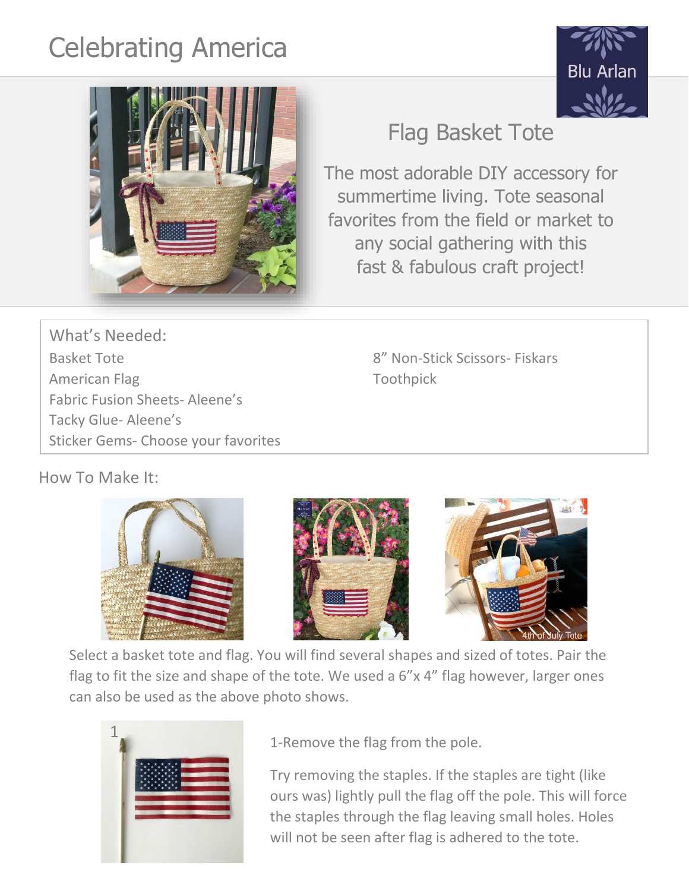# Celebrating America

Blu Arlan

## Flag Basket Tote

The most adorable DIY accessory for summertime living. Tote seasonal favorites from the field or market to any social gathering with this fast & fabulous craft project!

### What's Needed:

- Basket Tote
- American Flag
- Fabric Fusion Sheets- Aleene's
- Tacky Glue- Aleene's
- Sticker Gems- Choose your favorites
- 8" Non-Stick Scissors- Fiskars
- Toothpick

### How To Make It:

4th of July Tote

Select a basket tote and flag. You will find several shapes and sized of totes. Pair the flag to fit the size and shape of the tote. We used a 6"x 4" flag however, larger ones can also be used as the above photo shows.

1

1-Remove the flag from the pole.

Try removing the staples. If the staples are tight (like ours was) lightly pull the flag off the pole. This will force the staples through the flag leaving small holes. Holes will not be seen after flag is adhered to the tote.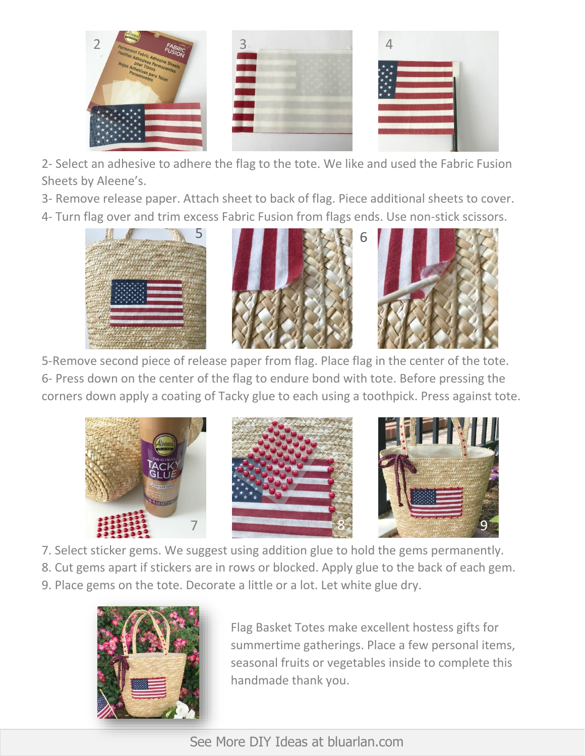2- Select an adhesive to adhere the flag to the tote. We like and used the Fabric Fusion Sheets by Aleene's.

3- Remove release paper. Attach sheet to back of flag. Piece additional sheets to cover.

4- Turn flag over and trim excess Fabric Fusion from flags ends. Use non-stick scissors.

5-Remove second piece of release paper from flag. Place flag in the center of the tote.

6- Press down on the center of the flag to endure bond with tote. Before pressing the corners down apply a coating of Tacky glue to each using a toothpick. Press against tote.

7. Select sticker gems. We suggest using addition glue to hold the gems permanently.

8. Cut gems apart if stickers are in rows or blocked. Apply glue to the back of each gem.

9. Place gems on the tote. Decorate a little or a lot. Let white glue dry.

Flag Basket Totes make excellent hostess gifts for summertime gatherings. Place a few personal items, seasonal fruits or vegetables inside to complete this handmade thank you.

See More DIY Ideas at bluarlan.com